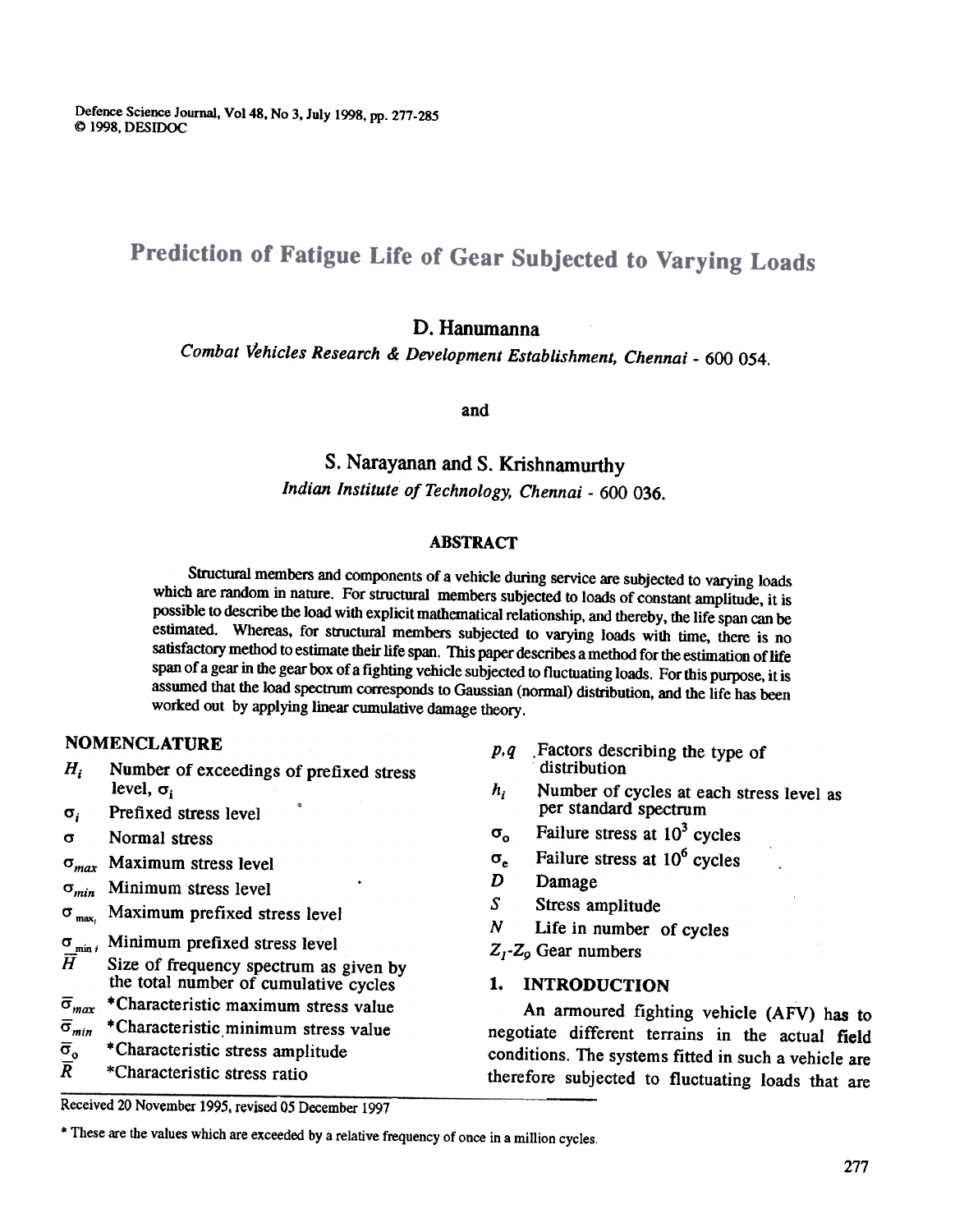# Prediction of Fatigue Life of Gear Subjected to Varying Loads

**D. Hanumanna**

*Combat Vehicles Research & Development Establishment, Chennai - 600 054.*

and

**S. Narayanan and S. Krishnamurthy**

*Indian Institute of Technology, Chennai - 600 036.*

## ABSTRACT

Structural members and components of a vehicle during service are subjected to varying loads which are random in nature. For structural members subjected to loads of constant amplitude, it is possible to describe the load with explicit mathematical relationship, and thereby, the life span can be estimated. Whereas, for structural members subjected to varying loads with time, there is no satisfactory method to estimate their life span. This paper describes a method for the estimation of life span of a gear in the gear box of a fighting vehicle subjected to fluctuating loads. For this purpose, it is assumed that the load spectrum corresponds to Gaussian (normal) distribution, and the life has been worked out by applying linear cumulative damage theory.

## NOMENCLATURE

- $H_i$ Number of exceedings of prefixed stress level, $\sigma_i$
- $\sigma_i$ Prefixed stress level
- $\sigma$ Normal stress
- $\sigma_{max}$ Maximum stress level
- $\sigma_{min}$ Minimum stress level
- $\sigma_{max_i}$ Maximum prefixed stress level
- $\sigma_{min_i}$ Minimum prefixed stress level
- $\bar{H}$ Size of frequency spectrum as given by the total number of cumulative cycles
- $\bar{\sigma}_{max}$ *Characteristic maximum stress value
- $\bar{\sigma}_{min}$ *Characteristic minimum stress value
- $\bar{\sigma}_o$ *Characteristic stress amplitude
- $\bar{R}$ *Characteristic stress ratio
- $p, q$ Factors describing the type of distribution
- $h_i$ Number of cycles at each stress level as per standard spectrum
- $\sigma_o$ Failure stress at $10^3$ cycles
- $\sigma_e$ Failure stress at $10^6$ cycles
- $D$ Damage
- $S$ Stress amplitude
- $N$ Life in number of cycles
- $Z_1$-$Z_9$ Gear numbers

## 1. INTRODUCTION

An armoured fighting vehicle (AFV) has to negotiate different terrains in the actual field conditions. The systems fitted in such a vehicle are therefore subjected to fluctuating loads that are

Received 20 November 1995, revised 05 December 1997

\* These are the values which are exceeded by a relative frequency of once in a million cycles.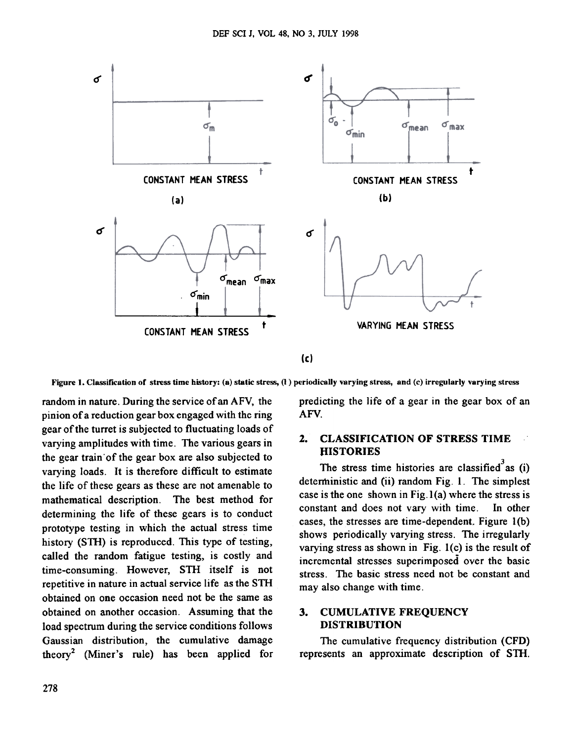Figure 1. Classification of stress time history: (a) static stress, (b) periodically varying stress, and (c) irregularly varying stress

random in nature. During the service of an AFV, the pinion of a reduction gear box engaged with the ring gear of the turret is subjected to fluctuating loads of varying amplitudes with time. The various gears in the gear train of the gear box are also subjected to varying loads. It is therefore difficult to estimate the life of these gears as these are not amenable to mathematical description. The best method for determining the life of these gears is to conduct prototype testing in which the actual stress time history (STH) is reproduced. This type of testing, called the random fatigue testing, is costly and time-consuming. However, STH itself is not repetitive in nature in actual service life as the STH obtained on one occasion need not be the same as obtained on another occasion. Assuming that the load spectrum during the service conditions follows Gaussian distribution, the cumulative damage theory[2] (Miner's rule) has been applied for predicting the life of a gear in the gear box of an AFV.

## 2. CLASSIFICATION OF STRESS TIME HISTORIES

The stress time histories are classified[3] as (i) deterministic and (ii) random Fig. 1. The simplest case is the one shown in Fig. 1(a) where the stress is constant and does not vary with time. In other cases, the stresses are time-dependent. Figure 1(b) shows periodically varying stress. The irregularly varying stress as shown in Fig. 1(c) is the result of incremental stresses superimposed over the basic stress. The basic stress need not be constant and may also change with time.

## 3. CUMULATIVE FREQUENCY DISTRIBUTION

The cumulative frequency distribution (CFD) represents an approximate description of STH.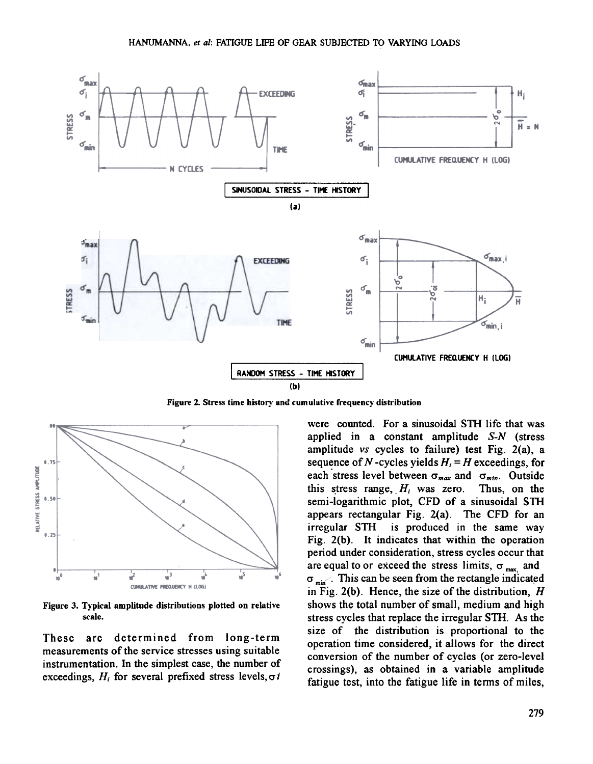Figure 2. Stress time history and cumulative frequency distribution

Figure 3. Typical amplitude distributions plotted on relative scale.

These are determined from long-term measurements of the service stresses using suitable instrumentation. In the simplest case, the number of exceedings, $H_i$ for several prefixed stress levels, $\sigma i$ were counted. For a sinusoidal STH life that was applied in a constant amplitude S-N (stress amplitude vs cycles to failure) test Fig. 2(a), a sequence of $N$-cycles yields $H_i = H$ exceedings, for each stress level between $\sigma_{max}$ and $\sigma_{min}$. Outside this stress range, $H_i$ was zero. Thus, on the semi-logarithmic plot, CFD of a sinusoidal STH appears rectangular Fig. 2(a). The CFD for an irregular STH is produced in the same way Fig. 2(b). It indicates that within the operation period under consideration, stress cycles occur that are equal to or exceed the stress limits, $\sigma_{max}$ and $\sigma_{min}$. This can be seen from the rectangle indicated in Fig. 2(b). Hence, the size of the distribution, $H$ shows the total number of small, medium and high stress cycles that replace the irregular STH. As the size of the distribution is proportional to the operation time considered, it allows for the direct conversion of the number of cycles (or zero-level crossings), as obtained in a variable amplitude fatigue test, into the fatigue life in terms of miles,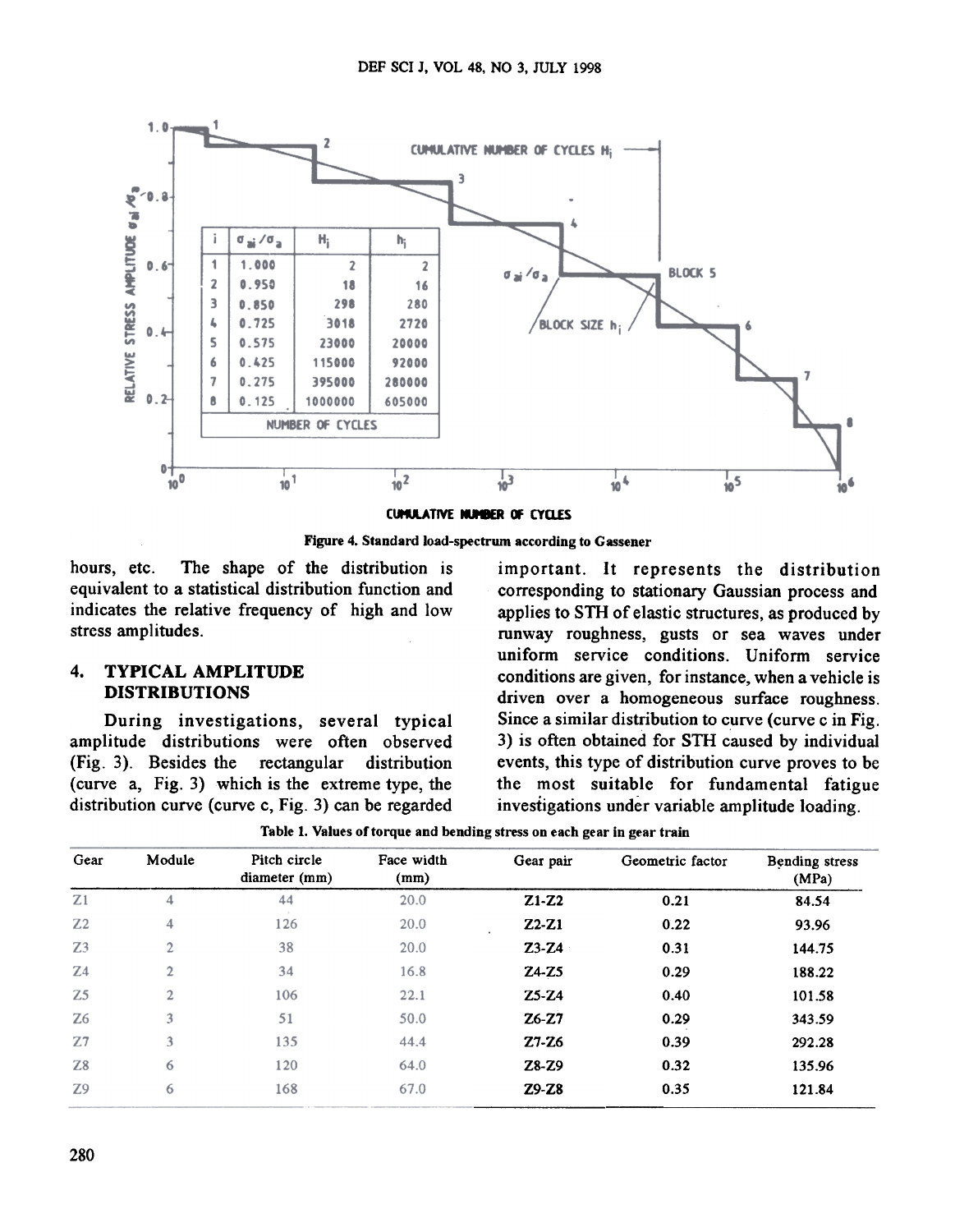| i | $\sigma_{ai}/\sigma_a$ | $H_i$ | $h_i$ |
|---|---|---|---|
| 1 | 1.000 | 2 | 2 |
| 2 | 0.950 | 18 | 16 |
| 3 | 0.850 | 298 | 280 |
| 4 | 0.725 | 3018 | 2720 |
| 5 | 0.575 | 23000 | 20000 |
| 6 | 0.425 | 115000 | 92000 |
| 7 | 0.275 | 395000 | 280000 |
| 8 | 0.125 | 1000000 | 605000 |

**Figure 4. Standard load-spectrum according to Gassener**

hours, etc. The shape of the distribution is equivalent to a statistical distribution function and indicates the relative frequency of high and low stress amplitudes.

## 4. TYPICAL AMPLITUDE DISTRIBUTIONS

During investigations, several typical amplitude distributions were often observed (Fig. 3). Besides the rectangular distribution (curve a, Fig. 3) which is the extreme type, the distribution curve (curve c, Fig. 3) can be regarded important. It represents the distribution corresponding to stationary Gaussian process and applies to STH of elastic structures, as produced by runway roughness, gusts or sea waves under uniform service conditions. Uniform service conditions are given, for instance, when a vehicle is driven over a homogeneous surface roughness. Since a similar distribution to curve (curve c in Fig. 3) is often obtained for STH caused by individual events, this type of distribution curve proves to be the most suitable for fundamental fatigue investigations under variable amplitude loading.

**Table 1. Values of torque and bending stress on each gear in gear train**

| Gear | Module | Pitch circle diameter (mm) | Face width (mm) | Gear pair | Geometric factor | Bending stress (MPa) |
|---|---|---|---|---|---|---|
| Z1 | 4 | 44 | 20.0 | Z1-Z2 | 0.21 | 84.54 |
| Z2 | 4 | 126 | 20.0 | Z2-Z1 | 0.22 | 93.96 |
| Z3 | 2 | 38 | 20.0 | Z3-Z4 | 0.31 | 144.75 |
| Z4 | 2 | 34 | 16.8 | Z4-Z5 | 0.29 | 188.22 |
| Z5 | 2 | 106 | 22.1 | Z5-Z4 | 0.40 | 101.58 |
| Z6 | 3 | 51 | 50.0 | Z6-Z7 | 0.29 | 343.59 |
| Z7 | 3 | 135 | 44.4 | Z7-Z6 | 0.39 | 292.28 |
| Z8 | 6 | 120 | 64.0 | Z8-Z9 | 0.32 | 135.96 |
| Z9 | 6 | 168 | 67.0 | Z9-Z8 | 0.35 | 121.84 |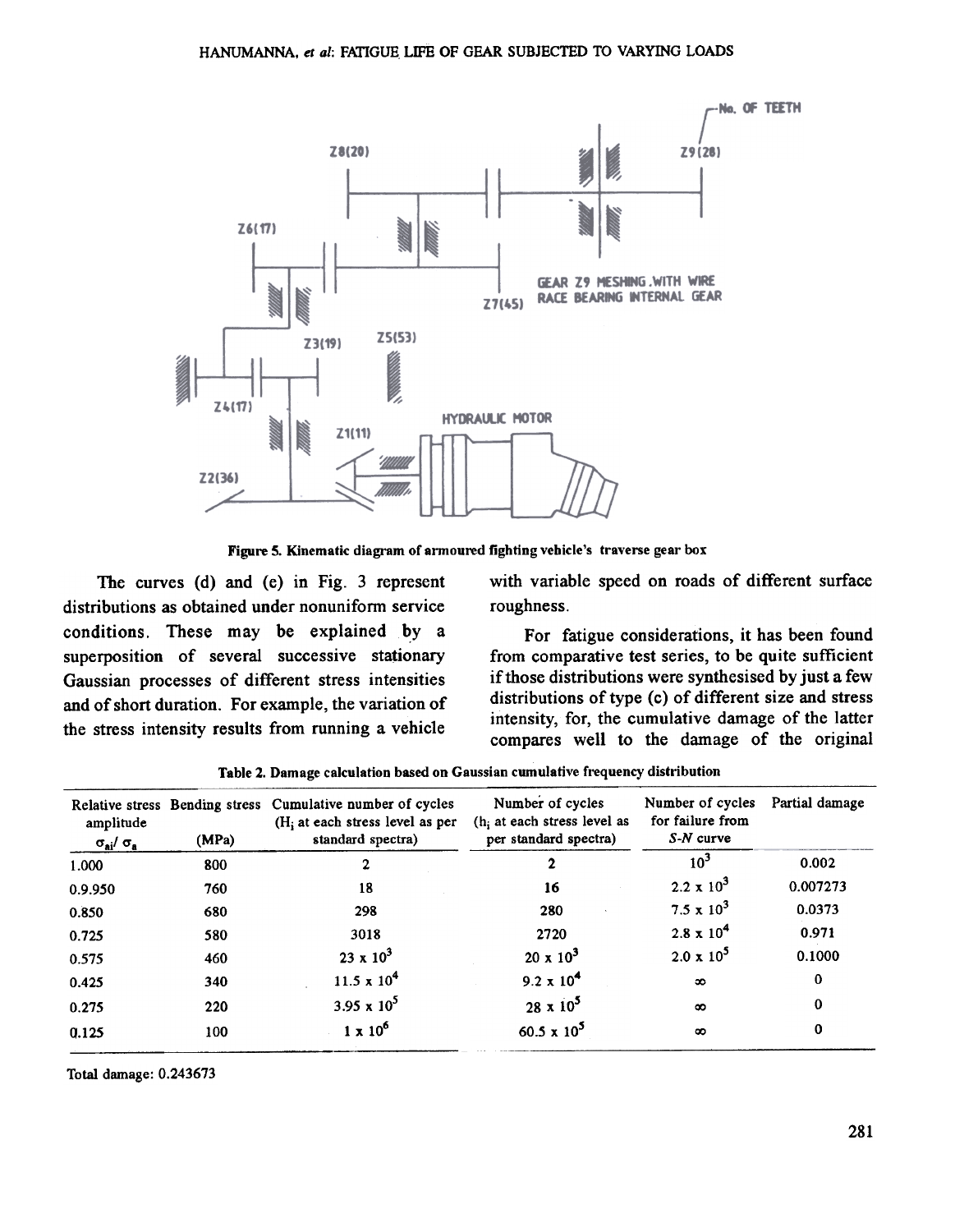GEAR Z9 MESHING WITH WIRE RACE BEARING INTERNAL GEAR

Figure 5. Kinematic diagram of armoured fighting vehicle's traverse gear box

The curves (d) and (e) in Fig. 3 represent distributions as obtained under nonuniform service conditions. These may be explained by a superposition of several successive stationary Gaussian processes of different stress intensities and of short duration. For example, the variation of the stress intensity results from running a vehicle with variable speed on roads of different surface roughness.

For fatigue considerations, it has been found from comparative test series, to be quite sufficient if those distributions were synthesised by just a few distributions of type (c) of different size and stress intensity, for, the cumulative damage of the latter compares well to the damage of the original

Table 2. Damage calculation based on Gaussian cumulative frequency distribution

| Relative stress amplitude $\sigma_{ai}/\sigma_a$ | Bending stress (MPa) | Cumulative number of cycles ($H_i$ at each stress level as per standard spectra) | Number of cycles ($h_i$ at each stress level as per standard spectra) | Number of cycles for failure from *S-N* curve | Partial damage |
|---|---|---|---|---|---|
| 1.000 | 800 | 2 | 2 | $10^3$ | 0.002 |
| 0.9.950 | 760 | 18 | 16 | $2.2 \times 10^3$ | 0.007273 |
| 0.850 | 680 | 298 | 280 | $7.5 \times 10^3$ | 0.0373 |
| 0.725 | 580 | 3018 | 2720 | $2.8 \times 10^4$ | 0.971 |
| 0.575 | 460 | $23 \times 10^3$ | $20 \times 10^3$ | $2.0 \times 10^5$ | 0.1000 |
| 0.425 | 340 | $11.5 \times 10^4$ | $9.2 \times 10^4$ | $\infty$ | 0 |
| 0.275 | 220 | $3.95 \times 10^5$ | $28 \times 10^5$ | $\infty$ | 0 |
| 0.125 | 100 | $1 \times 10^6$ | $60.5 \times 10^5$ | $\infty$ | 0 |

Total damage: 0.243673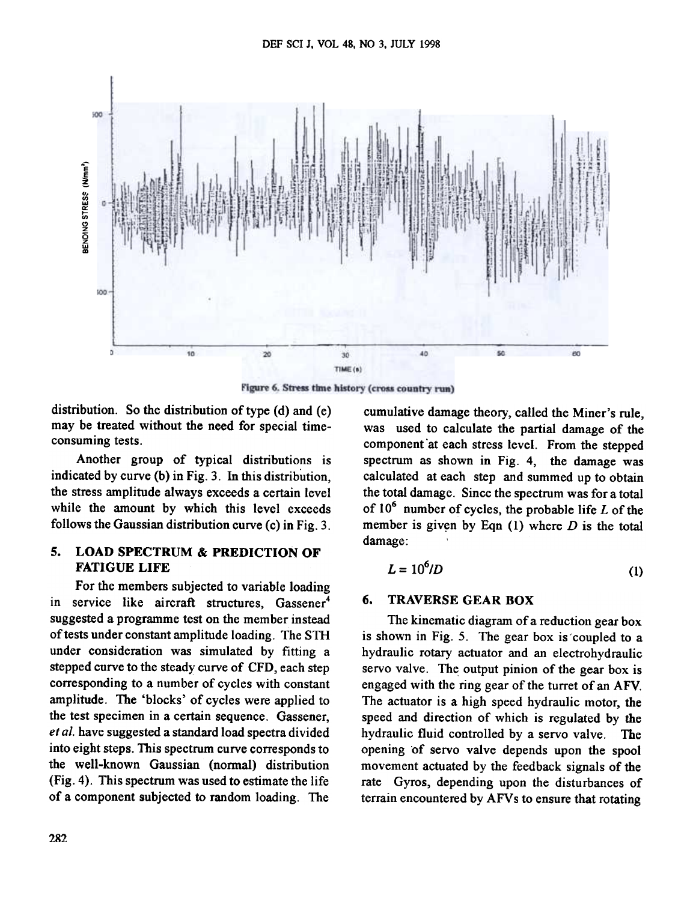Figure 6. Stress time history (cross country run)

distribution. So the distribution of type (d) and (e) may be treated without the need for special time-consuming tests.

Another group of typical distributions is indicated by curve (b) in Fig. 3. In this distribution, the stress amplitude always exceeds a certain level while the amount by which this level exceeds follows the Gaussian distribution curve (c) in Fig. 3.

## 5. LOAD SPECTRUM & PREDICTION OF FATIGUE LIFE

For the members subjected to variable loading in service like aircraft structures, Gassener[4] suggested a programme test on the member instead of tests under constant amplitude loading. The STH under consideration was simulated by fitting a stepped curve to the steady curve of CFD, each step corresponding to a number of cycles with constant amplitude. The 'blocks' of cycles were applied to the test specimen in a certain sequence. Gassener, *et al.* have suggested a standard load spectra divided into eight steps. This spectrum curve corresponds to the well-known Gaussian (normal) distribution (Fig. 4). This spectrum was used to estimate the life of a component subjected to random loading. The cumulative damage theory, called the Miner's rule, was used to calculate the partial damage of the component at each stress level. From the stepped spectrum as shown in Fig. 4, the damage was calculated at each step and summed up to obtain the total damage. Since the spectrum was for a total of $10^6$ number of cycles, the probable life $L$ of the member is given by Eqn (1) where $D$ is the total damage:

$$L = 10^6/D \quad (1)$$

## 6. TRAVERSE GEAR BOX

The kinematic diagram of a reduction gear box is shown in Fig. 5. The gear box is coupled to a hydraulic rotary actuator and an electrohydraulic servo valve. The output pinion of the gear box is engaged with the ring gear of the turret of an AFV. The actuator is a high speed hydraulic motor, the speed and direction of which is regulated by the hydraulic fluid controlled by a servo valve. The opening of servo valve depends upon the spool movement actuated by the feedback signals of the rate Gyros, depending upon the disturbances of terrain encountered by AFVs to ensure that rotating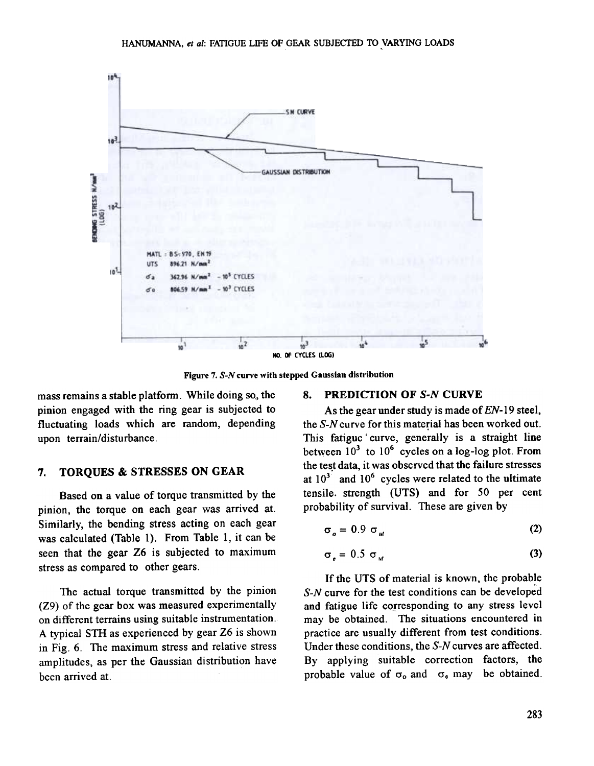MATL : BS-970, EN 19
UTS 896.21 N/mm²
$\sigma_e$ 362.96 N/mm² - $10^6$ CYCLES
$\sigma_o$ 806.59 N/mm² - $10^3$ CYCLES

Figure 7. *S-N* curve with stepped Gaussian distribution

mass remains a stable platform. While doing so, the pinion engaged with the ring gear is subjected to fluctuating loads which are random, depending upon terrain/disturbance.

## 7. TORQUES & STRESSES ON GEAR

Based on a value of torque transmitted by the pinion, the torque on each gear was arrived at. Similarly, the bending stress acting on each gear was calculated (Table 1). From Table 1, it can be seen that the gear Z6 is subjected to maximum stress as compared to other gears.

The actual torque transmitted by the pinion (Z9) of the gear box was measured experimentally on different terrains using suitable instrumentation. A typical STH as experienced by gear Z6 is shown in Fig. 6. The maximum stress and relative stress amplitudes, as per the Gaussian distribution have been arrived at.

## 8. PREDICTION OF *S-N* CURVE

As the gear under study is made of *EN*-19 steel, the *S-N* curve for this material has been worked out. This fatigue curve, generally is a straight line between $10^3$ to $10^6$ cycles on a log-log plot. From the test data, it was observed that the failure stresses at $10^3$ and $10^6$ cycles were related to the ultimate tensile strength (UTS) and for 50 per cent probability of survival. These are given by

$$\sigma_o = 0.9\ \sigma_{ut} \tag{2}$$

$$\sigma_e = 0.5\ \sigma_{ut} \tag{3}$$

If the UTS of material is known, the probable *S-N* curve for the test conditions can be developed and fatigue life corresponding to any stress level may be obtained. The situations encountered in practice are usually different from test conditions. Under these conditions, the *S-N* curves are affected. By applying suitable correction factors, the probable value of $\sigma_o$ and $\sigma_e$ may be obtained.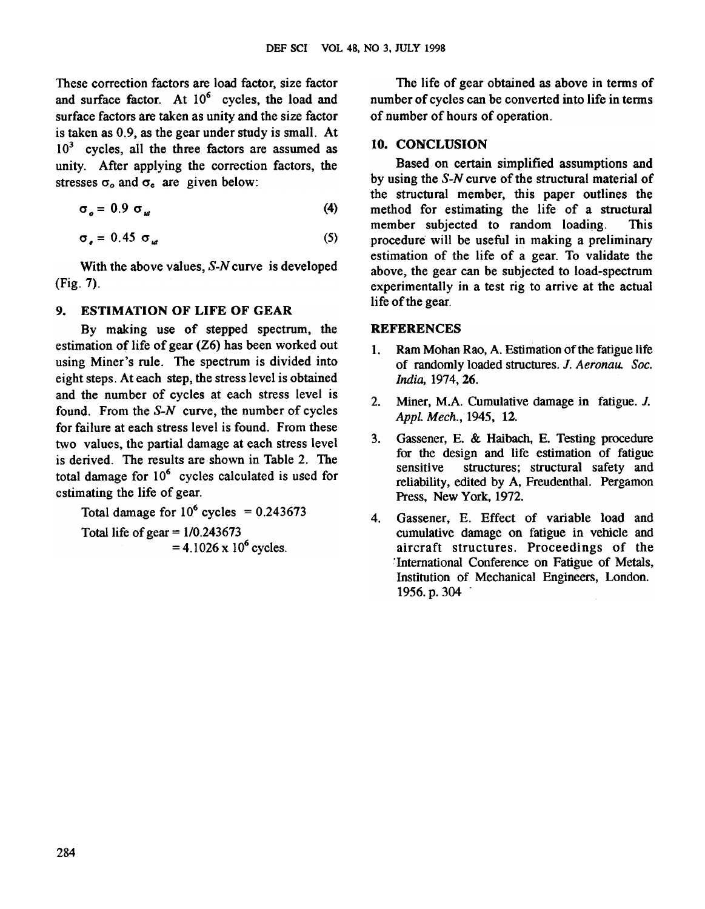These correction factors are load factor, size factor and surface factor. At $10^6$ cycles, the load and surface factors are taken as unity and the size factor is taken as 0.9, as the gear under study is small. At $10^3$ cycles, all the three factors are assumed as unity. After applying the correction factors, the stresses $\sigma_o$ and $\sigma_e$ are given below:

$$\sigma_o = 0.9 \, \sigma_{ut} \tag{4}$$

$$\sigma_e = 0.45 \, \sigma_{ut} \tag{5}$$

With the above values, *S-N* curve is developed (Fig. 7).

## 9. ESTIMATION OF LIFE OF GEAR

By making use of stepped spectrum, the estimation of life of gear (Z6) has been worked out using Miner's rule. The spectrum is divided into eight steps. At each step, the stress level is obtained and the number of cycles at each stress level is found. From the *S-N* curve, the number of cycles for failure at each stress level is found. From these two values, the partial damage at each stress level is derived. The results are shown in Table 2. The total damage for $10^6$ cycles calculated is used for estimating the life of gear.

Total damage for $10^6$ cycles = 0.243673

Total life of gear = 1/0.243673
= $4.1026 \times 10^6$ cycles.

The life of gear obtained as above in terms of number of cycles can be converted into life in terms of number of hours of operation.

## 10. CONCLUSION

Based on certain simplified assumptions and by using the *S-N* curve of the structural material of the structural member, this paper outlines the method for estimating the life of a structural member subjected to random loading. This procedure will be useful in making a preliminary estimation of the life of a gear. To validate the above, the gear can be subjected to load-spectrum experimentally in a test rig to arrive at the actual life of the gear.

## REFERENCES

1. Ram Mohan Rao, A. Estimation of the fatigue life of randomly loaded structures. *J. Aeronau. Soc. India*, 1974, **26**.
2. Miner, M.A. Cumulative damage in fatigue. *J. Appl. Mech.*, 1945, **12**.
3. Gassener, E. & Haibach, E. Testing procedure for the design and life estimation of fatigue sensitive structures; structural safety and reliability, edited by A, Freudenthal. Pergamon Press, New York, 1972.
4. Gassener, E. Effect of variable load and cumulative damage on fatigue in vehicle and aircraft structures. Proceedings of the International Conference on Fatigue of Metals, Institution of Mechanical Engineers, London. 1956. p. 304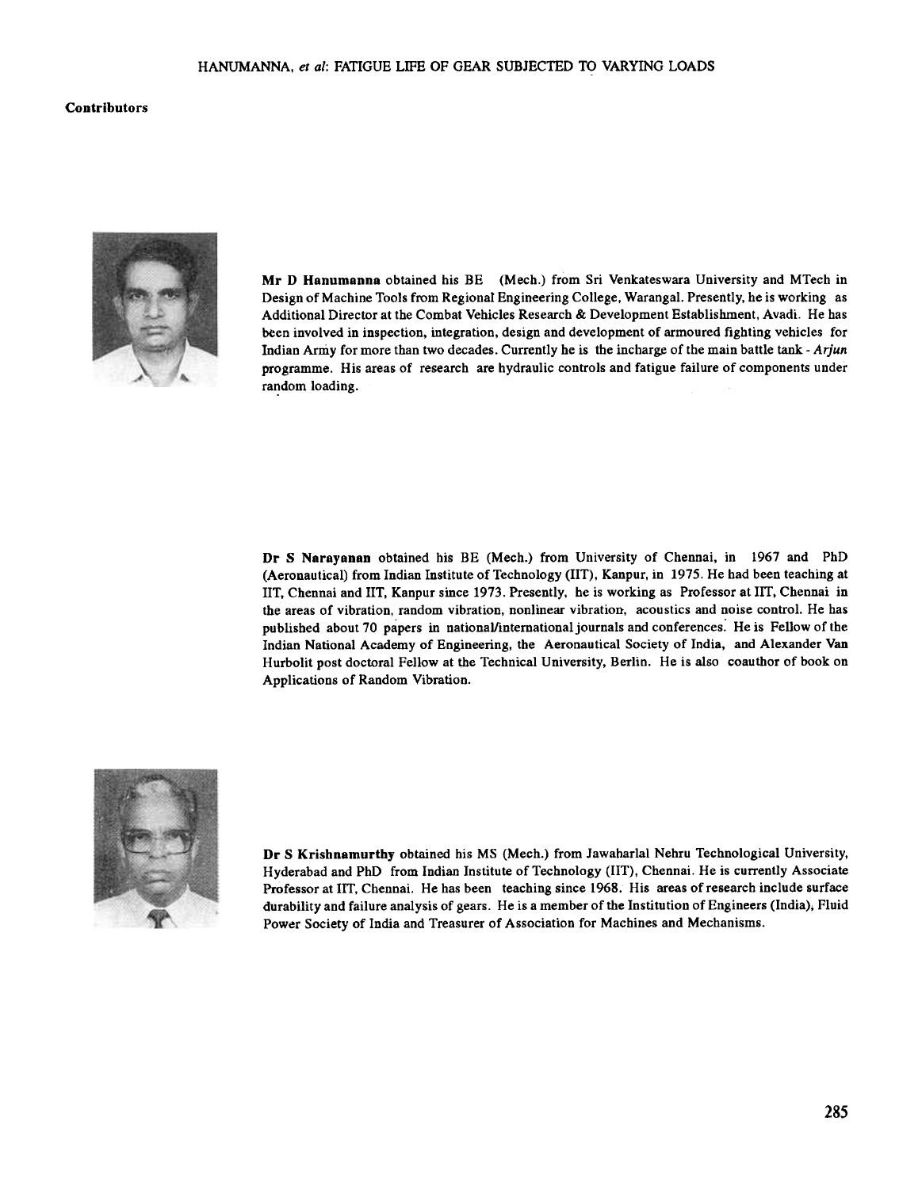**Contributors**

**Mr D Hanumanna** obtained his BE (Mech.) from Sri Venkateswara University and MTech in Design of Machine Tools from Regional Engineering College, Warangal. Presently, he is working as Additional Director at the Combat Vehicles Research & Development Establishment, Avadi. He has been involved in inspection, integration, design and development of armoured fighting vehicles for Indian Army for more than two decades. Currently he is the incharge of the main battle tank - *Arjun* programme. His areas of research are hydraulic controls and fatigue failure of components under random loading.

**Dr S Narayanan** obtained his BE (Mech.) from University of Chennai, in 1967 and PhD (Aeronautical) from Indian Institute of Technology (IIT), Kanpur, in 1975. He had been teaching at IIT, Chennai and IIT, Kanpur since 1973. Presently, he is working as Professor at IIT, Chennai in the areas of vibration, random vibration, nonlinear vibration, acoustics and noise control. He has published about 70 papers in national/international journals and conferences. He is Fellow of the Indian National Academy of Engineering, the Aeronautical Society of India, and Alexander Van Hurbolit post doctoral Fellow at the Technical University, Berlin. He is also coauthor of book on Applications of Random Vibration.

**Dr S Krishnamurthy** obtained his MS (Mech.) from Jawaharlal Nehru Technological University, Hyderabad and PhD from Indian Institute of Technology (IIT), Chennai. He is currently Associate Professor at IIT, Chennai. He has been teaching since 1968. His areas of research include surface durability and failure analysis of gears. He is a member of the Institution of Engineers (India), Fluid Power Society of India and Treasurer of Association for Machines and Mechanisms.